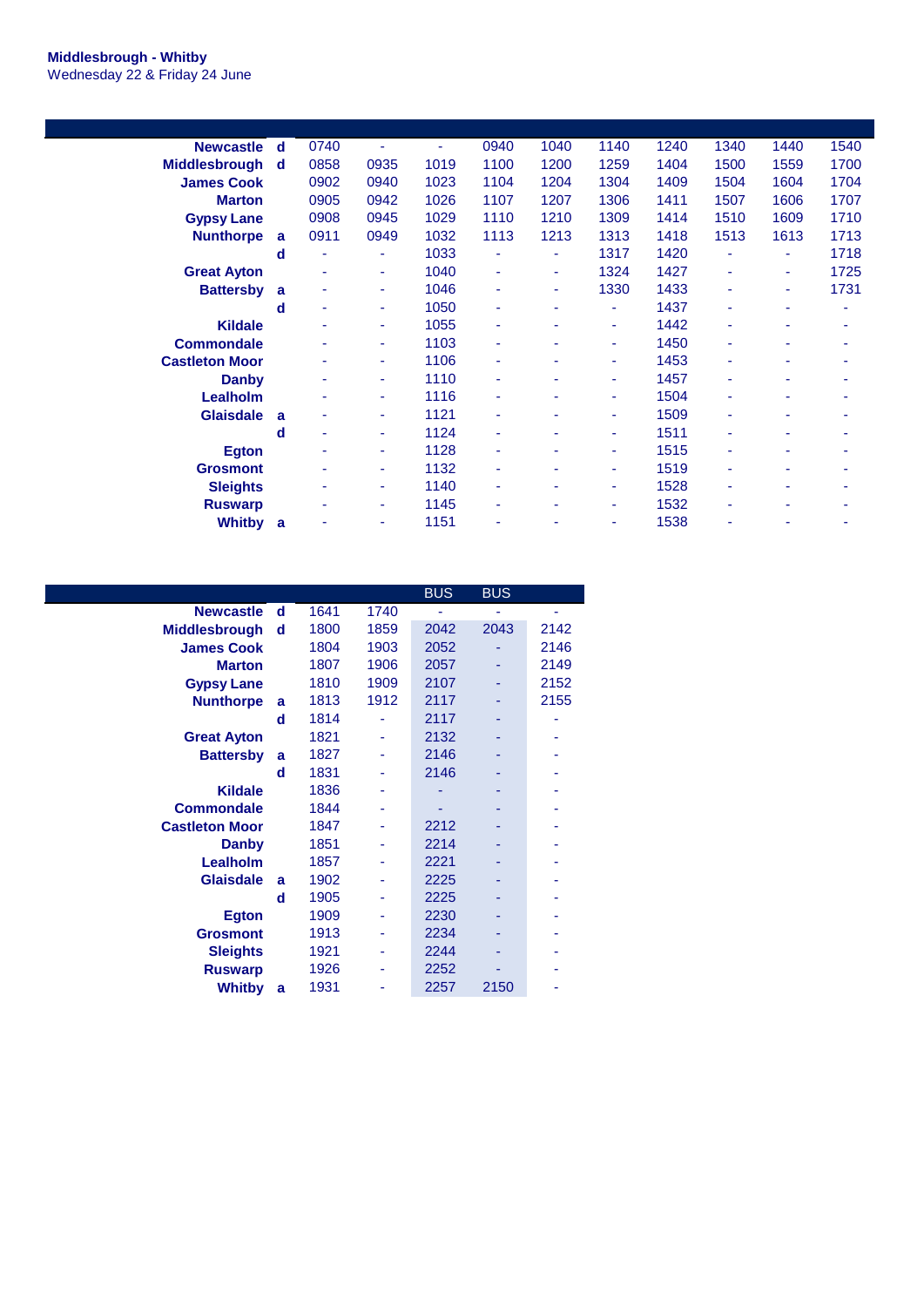**Middlesbrough - Whitby**
Wednesday 22 & Friday 24 June

| | | | | | | | | | | | |
|---|---|---|---|---|---|---|---|---|---|---|---|
| **Newcastle** | **d** | 0740 | - | - | 0940 | 1040 | 1140 | 1240 | 1340 | 1440 | 1540 |
| **Middlesbrough** | **d** | 0858 | 0935 | 1019 | 1100 | 1200 | 1259 | 1404 | 1500 | 1559 | 1700 |
| **James Cook** | | 0902 | 0940 | 1023 | 1104 | 1204 | 1304 | 1409 | 1504 | 1604 | 1704 |
| **Marton** | | 0905 | 0942 | 1026 | 1107 | 1207 | 1306 | 1411 | 1507 | 1606 | 1707 |
| **Gypsy Lane** | | 0908 | 0945 | 1029 | 1110 | 1210 | 1309 | 1414 | 1510 | 1609 | 1710 |
| **Nunthorpe** | **a** | 0911 | 0949 | 1032 | 1113 | 1213 | 1313 | 1418 | 1513 | 1613 | 1713 |
| | **d** | - | - | 1033 | - | - | 1317 | 1420 | - | - | 1718 |
| **Great Ayton** | | - | - | 1040 | - | - | 1324 | 1427 | - | - | 1725 |
| **Battersby** | **a** | - | - | 1046 | - | - | 1330 | 1433 | - | - | 1731 |
| | **d** | - | - | 1050 | - | - | - | 1437 | - | - | - |
| **Kildale** | | - | - | 1055 | - | - | - | 1442 | - | - | - |
| **Commondale** | | - | - | 1103 | - | - | - | 1450 | - | - | - |
| **Castleton Moor** | | - | - | 1106 | - | - | - | 1453 | - | - | - |
| **Danby** | | - | - | 1110 | - | - | - | 1457 | - | - | - |
| **Lealholm** | | - | - | 1116 | - | - | - | 1504 | - | - | - |
| **Glaisdale** | **a** | - | - | 1121 | - | - | - | 1509 | - | - | - |
| | **d** | - | - | 1124 | - | - | - | 1511 | - | - | - |
| **Egton** | | - | - | 1128 | - | - | - | 1515 | - | - | - |
| **Grosmont** | | - | - | 1132 | - | - | - | 1519 | - | - | - |
| **Sleights** | | - | - | 1140 | - | - | - | 1528 | - | - | - |
| **Ruswarp** | | - | - | 1145 | - | - | - | 1532 | - | - | - |
| **Whitby** | **a** | - | - | 1151 | - | - | - | 1538 | - | - | - |

| | | | | BUS | BUS | |
|---|---|---|---|---|---|---|
| **Newcastle** | **d** | 1641 | 1740 | - | - | - |
| **Middlesbrough** | **d** | 1800 | 1859 | 2042 | 2043 | 2142 |
| **James Cook** | | 1804 | 1903 | 2052 | - | 2146 |
| **Marton** | | 1807 | 1906 | 2057 | - | 2149 |
| **Gypsy Lane** | | 1810 | 1909 | 2107 | - | 2152 |
| **Nunthorpe** | **a** | 1813 | 1912 | 2117 | - | 2155 |
| | **d** | 1814 | - | 2117 | - | - |
| **Great Ayton** | | 1821 | - | 2132 | - | - |
| **Battersby** | **a** | 1827 | - | 2146 | - | - |
| | **d** | 1831 | - | 2146 | - | - |
| **Kildale** | | 1836 | - | - | - | - |
| **Commondale** | | 1844 | - | - | - | - |
| **Castleton Moor** | | 1847 | - | 2212 | - | - |
| **Danby** | | 1851 | - | 2214 | - | - |
| **Lealholm** | | 1857 | - | 2221 | - | - |
| **Glaisdale** | **a** | 1902 | - | 2225 | - | - |
| | **d** | 1905 | - | 2225 | - | - |
| **Egton** | | 1909 | - | 2230 | - | - |
| **Grosmont** | | 1913 | - | 2234 | - | - |
| **Sleights** | | 1921 | - | 2244 | - | - |
| **Ruswarp** | | 1926 | - | 2252 | - | - |
| **Whitby** | **a** | 1931 | - | 2257 | 2150 | - |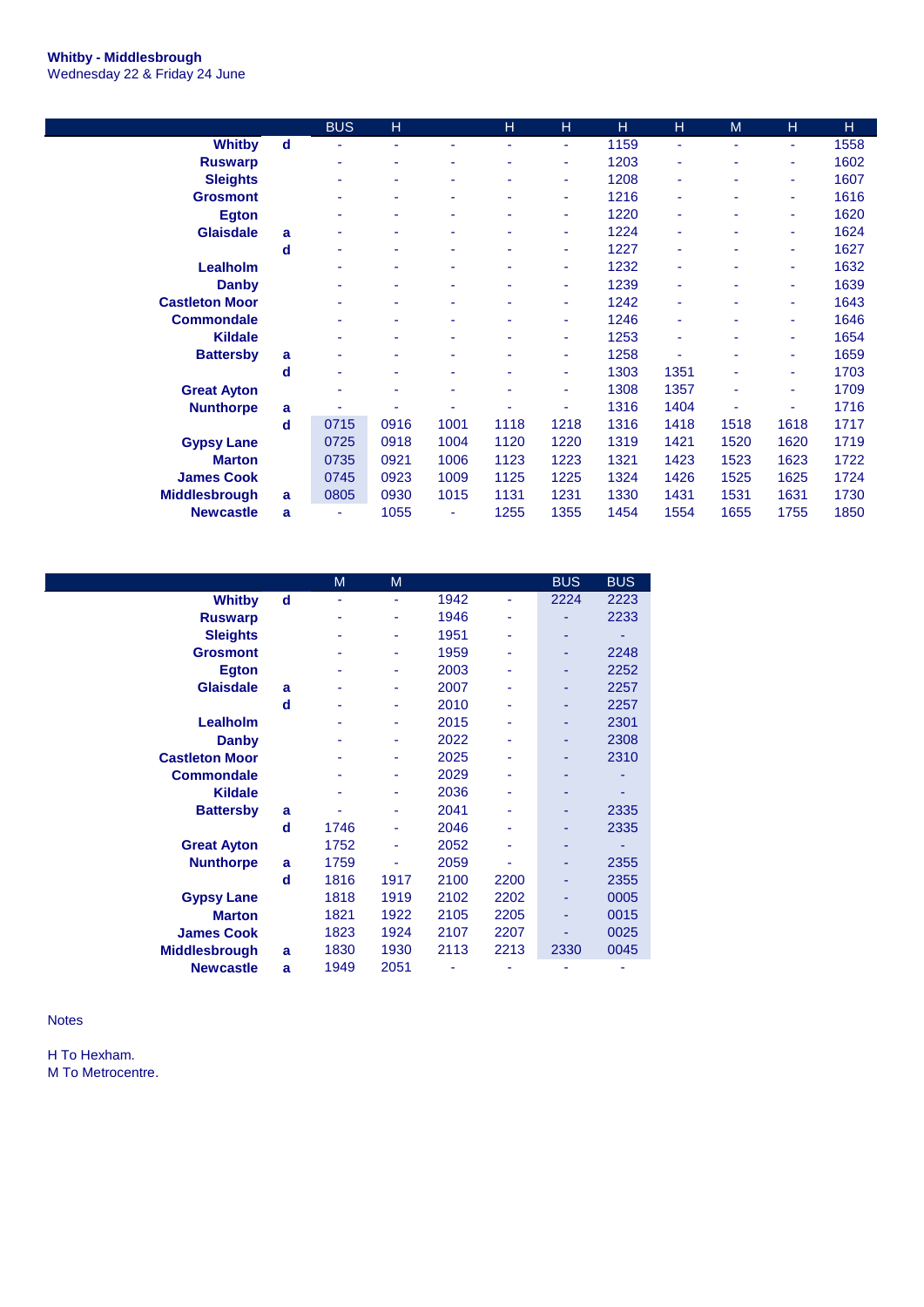**Whitby - Middlesbrough**
Wednesday 22 & Friday 24 June

| | | BUS | H | | H | H | H | H | M | H | H |
|---|---|---|---|---|---|---|---|---|---|---|---|
| Whitby | d | - | - | - | - | - | 1159 | - | - | - | 1558 |
| Ruswarp | | - | - | - | - | - | 1203 | - | - | - | 1602 |
| Sleights | | - | - | - | - | - | 1208 | - | - | - | 1607 |
| Grosmont | | - | - | - | - | - | 1216 | - | - | - | 1616 |
| Egton | | - | - | - | - | - | 1220 | - | - | - | 1620 |
| Glaisdale | a | - | - | - | - | - | 1224 | - | - | - | 1624 |
| | d | - | - | - | - | - | 1227 | - | - | - | 1627 |
| Lealholm | | - | - | - | - | - | 1232 | - | - | - | 1632 |
| Danby | | - | - | - | - | - | 1239 | - | - | - | 1639 |
| Castleton Moor | | - | - | - | - | - | 1242 | - | - | - | 1643 |
| Commondale | | - | - | - | - | - | 1246 | - | - | - | 1646 |
| Kildale | | - | - | - | - | - | 1253 | - | - | - | 1654 |
| Battersby | a | - | - | - | - | - | 1258 | - | - | - | 1659 |
| | d | - | - | - | - | - | 1303 | 1351 | - | - | 1703 |
| Great Ayton | | - | - | - | - | - | 1308 | 1357 | - | - | 1709 |
| Nunthorpe | a | - | - | - | - | - | 1316 | 1404 | - | - | 1716 |
| | d | 0715 | 0916 | 1001 | 1118 | 1218 | 1316 | 1418 | 1518 | 1618 | 1717 |
| Gypsy Lane | | 0725 | 0918 | 1004 | 1120 | 1220 | 1319 | 1421 | 1520 | 1620 | 1719 |
| Marton | | 0735 | 0921 | 1006 | 1123 | 1223 | 1321 | 1423 | 1523 | 1623 | 1722 |
| James Cook | | 0745 | 0923 | 1009 | 1125 | 1225 | 1324 | 1426 | 1525 | 1625 | 1724 |
| Middlesbrough | a | 0805 | 0930 | 1015 | 1131 | 1231 | 1330 | 1431 | 1531 | 1631 | 1730 |
| Newcastle | a | - | 1055 | - | 1255 | 1355 | 1454 | 1554 | 1655 | 1755 | 1850 |

| | | M | M | | | BUS | BUS |
|---|---|---|---|---|---|---|---|
| Whitby | d | - | - | 1942 | - | 2224 | 2223 |
| Ruswarp | | - | - | 1946 | - | - | 2233 |
| Sleights | | - | - | 1951 | - | - | - |
| Grosmont | | - | - | 1959 | - | - | 2248 |
| Egton | | - | - | 2003 | - | - | 2252 |
| Glaisdale | a | - | - | 2007 | - | - | 2257 |
| | d | - | - | 2010 | - | - | 2257 |
| Lealholm | | - | - | 2015 | - | - | 2301 |
| Danby | | - | - | 2022 | - | - | 2308 |
| Castleton Moor | | - | - | 2025 | - | - | 2310 |
| Commondale | | - | - | 2029 | - | - | - |
| Kildale | | - | - | 2036 | - | - | - |
| Battersby | a | - | - | 2041 | - | - | 2335 |
| | d | 1746 | - | 2046 | - | - | 2335 |
| Great Ayton | | 1752 | - | 2052 | - | - | - |
| Nunthorpe | a | 1759 | - | 2059 | - | - | 2355 |
| | d | 1816 | 1917 | 2100 | 2200 | - | 2355 |
| Gypsy Lane | | 1818 | 1919 | 2102 | 2202 | - | 0005 |
| Marton | | 1821 | 1922 | 2105 | 2205 | - | 0015 |
| James Cook | | 1823 | 1924 | 2107 | 2207 | - | 0025 |
| Middlesbrough | a | 1830 | 1930 | 2113 | 2213 | 2330 | 0045 |
| Newcastle | a | 1949 | 2051 | - | - | - | - |

Notes

H To Hexham.
M To Metrocentre.